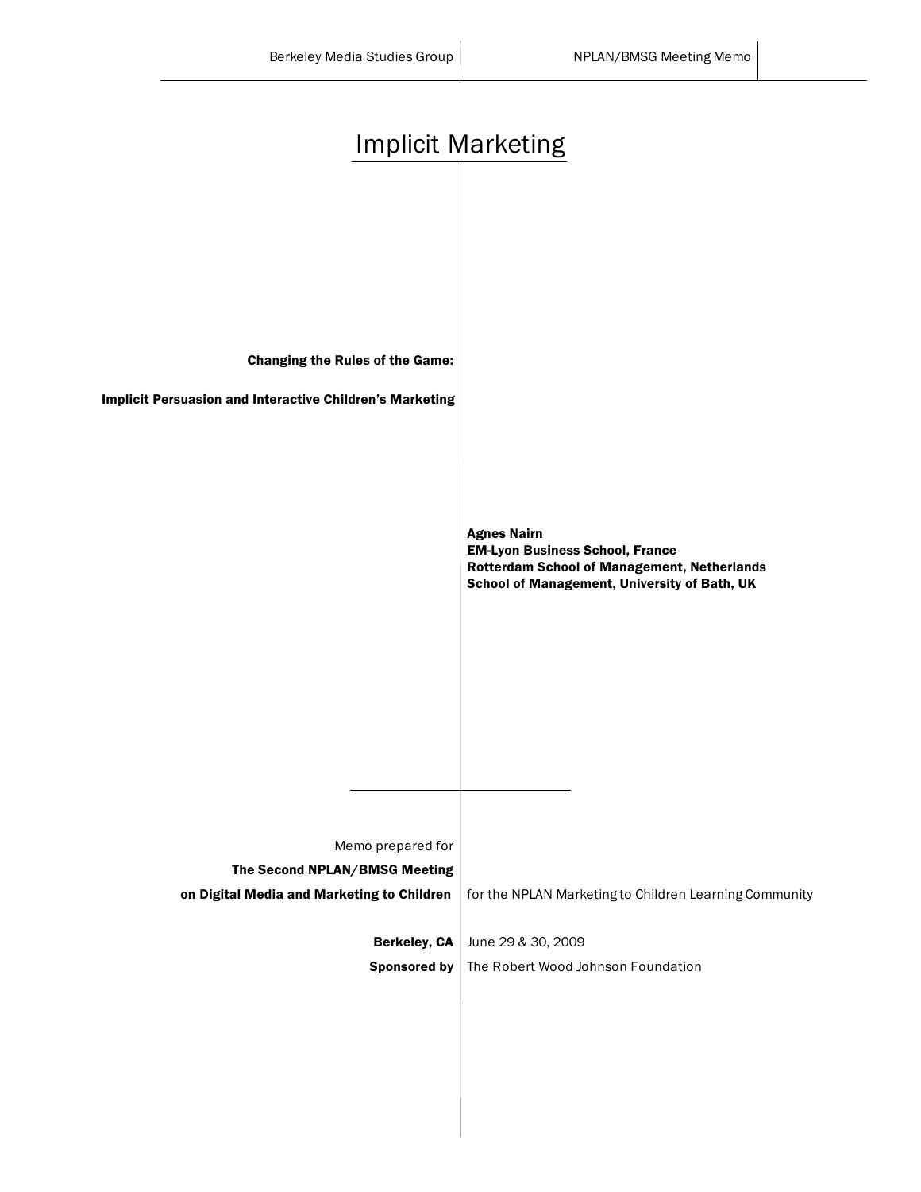# Implicit Marketing

**Changing the Rules of the Game:**

**Implicit Persuasion and Interactive Children's Marketing**

**Agnes Nairn**
**EM-Lyon Business School, France**
**Rotterdam School of Management, Netherlands**
**School of Management, University of Bath, UK**

Memo prepared for
**The Second NPLAN/BMSG Meeting**
**on Digital Media and Marketing to Children** for the NPLAN Marketing to Children Learning Community

**Berkeley, CA** June 29 & 30, 2009
**Sponsored by** The Robert Wood Johnson Foundation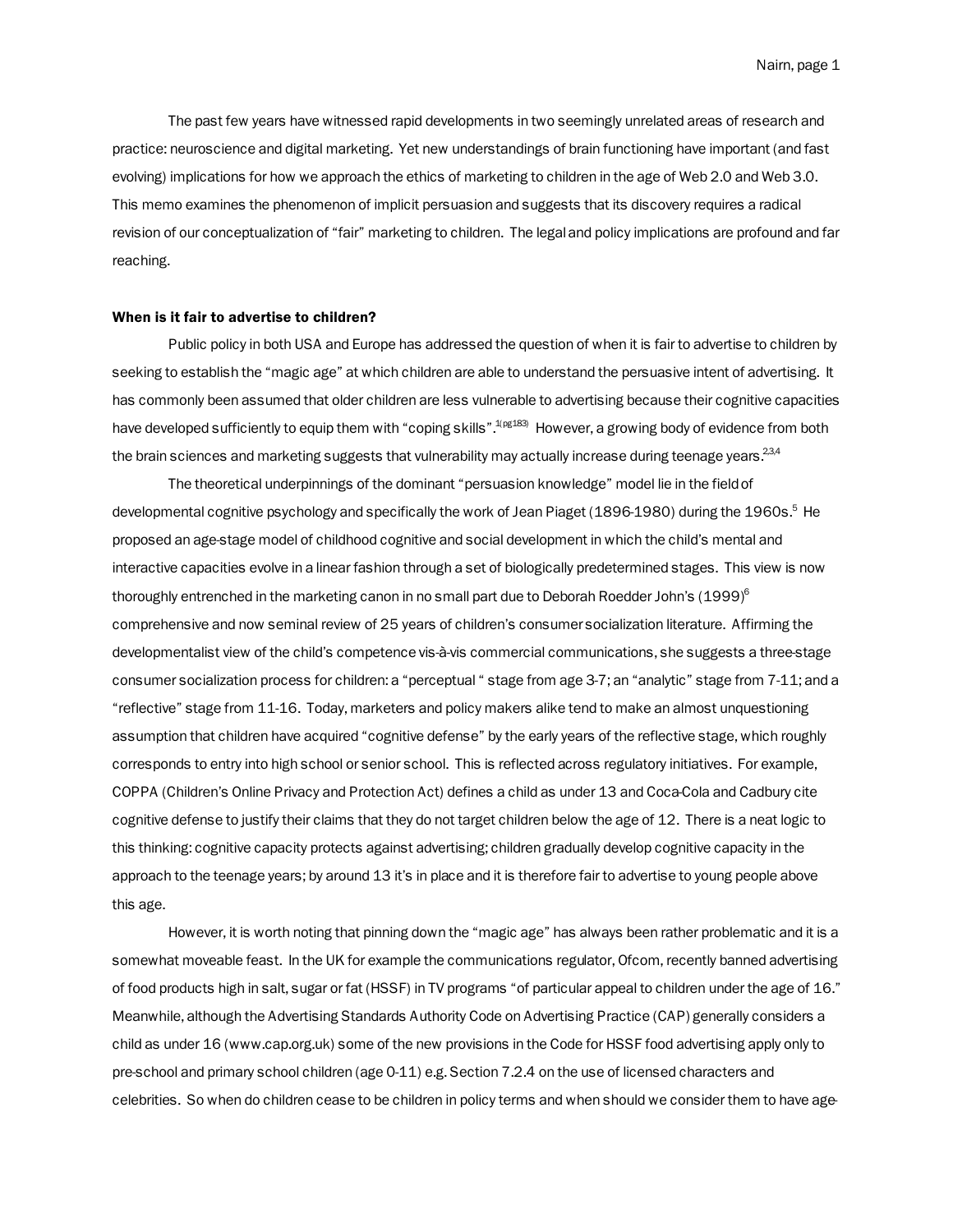The past few years have witnessed rapid developments in two seemingly unrelated areas of research and practice: neuroscience and digital marketing. Yet new understandings of brain functioning have important (and fast evolving) implications for how we approach the ethics of marketing to children in the age of Web 2.0 and Web 3.0. This memo examines the phenomenon of implicit persuasion and suggests that its discovery requires a radical revision of our conceptualization of "fair" marketing to children. The legal and policy implications are profound and far reaching.

**When is it fair to advertise to children?**

Public policy in both USA and Europe has addressed the question of when it is fair to advertise to children by seeking to establish the "magic age" at which children are able to understand the persuasive intent of advertising. It has commonly been assumed that older children are less vulnerable to advertising because their cognitive capacities have developed sufficiently to equip them with "coping skills".[1(pg183)] However, a growing body of evidence from both the brain sciences and marketing suggests that vulnerability may actually increase during teenage years.[2,3,4]

The theoretical underpinnings of the dominant "persuasion knowledge" model lie in the field of developmental cognitive psychology and specifically the work of Jean Piaget (1896-1980) during the 1960s.[5] He proposed an age-stage model of childhood cognitive and social development in which the child's mental and interactive capacities evolve in a linear fashion through a set of biologically predetermined stages. This view is now thoroughly entrenched in the marketing canon in no small part due to Deborah Roedder John's (1999)[6] comprehensive and now seminal review of 25 years of children's consumer socialization literature. Affirming the developmentalist view of the child's competence vis-à-vis commercial communications, she suggests a three-stage consumer socialization process for children: a "perceptual " stage from age 3-7; an "analytic" stage from 7-11; and a "reflective" stage from 11-16. Today, marketers and policy makers alike tend to make an almost unquestioning assumption that children have acquired "cognitive defense" by the early years of the reflective stage, which roughly corresponds to entry into high school or senior school. This is reflected across regulatory initiatives. For example, COPPA (Children's Online Privacy and Protection Act) defines a child as under 13 and Coca-Cola and Cadbury cite cognitive defense to justify their claims that they do not target children below the age of 12. There is a neat logic to this thinking: cognitive capacity protects against advertising; children gradually develop cognitive capacity in the approach to the teenage years; by around 13 it's in place and it is therefore fair to advertise to young people above this age.

However, it is worth noting that pinning down the "magic age" has always been rather problematic and it is a somewhat moveable feast. In the UK for example the communications regulator, Ofcom, recently banned advertising of food products high in salt, sugar or fat (HSSF) in TV programs "of particular appeal to children under the age of 16." Meanwhile, although the Advertising Standards Authority Code on Advertising Practice (CAP) generally considers a child as under 16 (www.cap.org.uk) some of the new provisions in the Code for HSSF food advertising apply only to pre-school and primary school children (age 0-11) e.g. Section 7.2.4 on the use of licensed characters and celebrities. So when do children cease to be children in policy terms and when should we consider them to have age-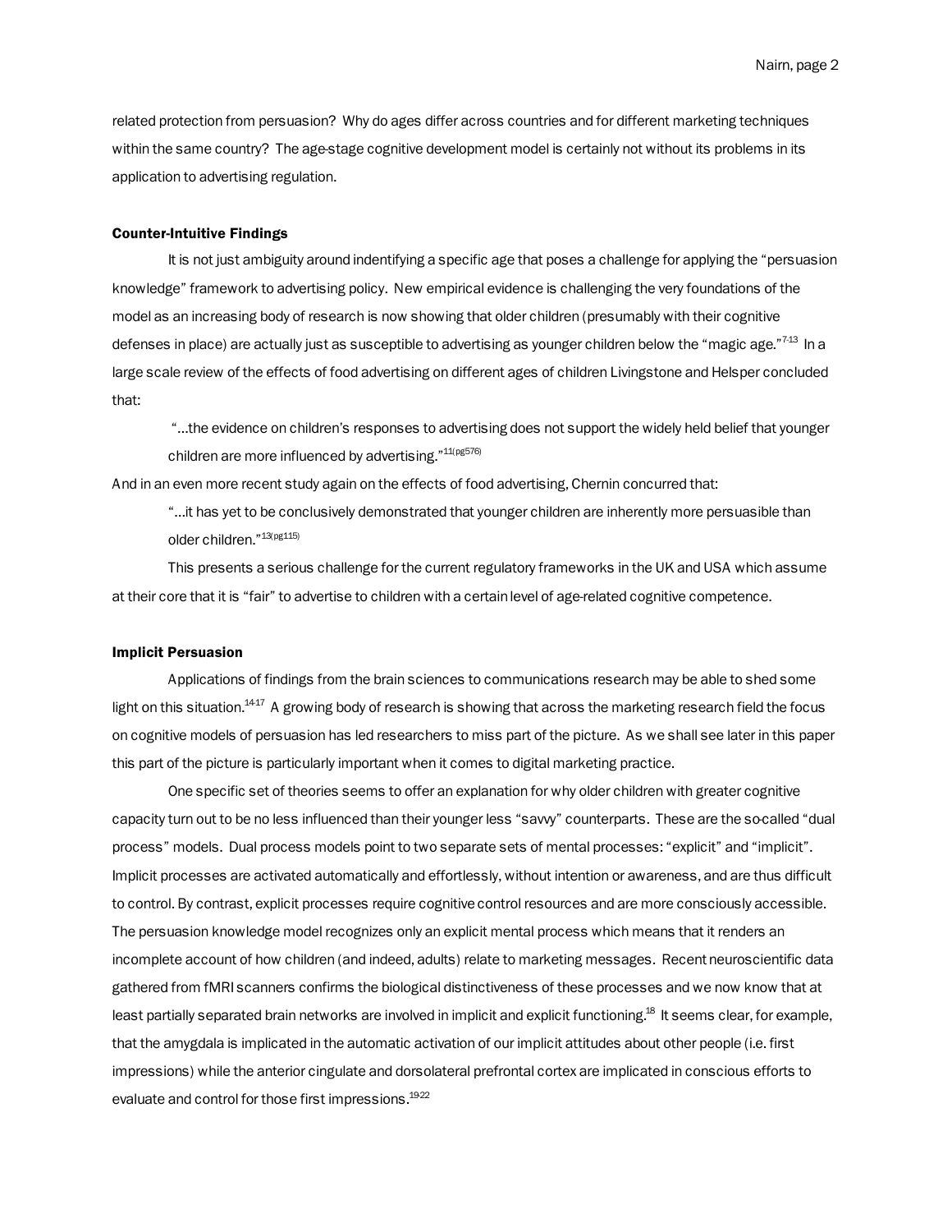related protection from persuasion? Why do ages differ across countries and for different marketing techniques within the same country? The age-stage cognitive development model is certainly not without its problems in its application to advertising regulation.

### Counter-Intuitive Findings

It is not just ambiguity around indentifying a specific age that poses a challenge for applying the "persuasion knowledge" framework to advertising policy. New empirical evidence is challenging the very foundations of the model as an increasing body of research is now showing that older children (presumably with their cognitive defenses in place) are actually just as susceptible to advertising as younger children below the "magic age."[7-13] In a large scale review of the effects of food advertising on different ages of children Livingstone and Helsper concluded that:

> "…the evidence on children's responses to advertising does not support the widely held belief that younger children are more influenced by advertising."[11(pg576)]

And in an even more recent study again on the effects of food advertising, Chernin concurred that:

> "…it has yet to be conclusively demonstrated that younger children are inherently more persuasible than older children."[13(pg115)]

This presents a serious challenge for the current regulatory frameworks in the UK and USA which assume at their core that it is "fair" to advertise to children with a certain level of age-related cognitive competence.

### Implicit Persuasion

Applications of findings from the brain sciences to communications research may be able to shed some light on this situation.[14-17] A growing body of research is showing that across the marketing research field the focus on cognitive models of persuasion has led researchers to miss part of the picture. As we shall see later in this paper this part of the picture is particularly important when it comes to digital marketing practice.

One specific set of theories seems to offer an explanation for why older children with greater cognitive capacity turn out to be no less influenced than their younger less "savvy" counterparts. These are the so-called "dual process" models. Dual process models point to two separate sets of mental processes: "explicit" and "implicit". Implicit processes are activated automatically and effortlessly, without intention or awareness, and are thus difficult to control. By contrast, explicit processes require cognitive control resources and are more consciously accessible. The persuasion knowledge model recognizes only an explicit mental process which means that it renders an incomplete account of how children (and indeed, adults) relate to marketing messages. Recent neuroscientific data gathered from fMRI scanners confirms the biological distinctiveness of these processes and we now know that at least partially separated brain networks are involved in implicit and explicit functioning.[18] It seems clear, for example, that the amygdala is implicated in the automatic activation of our implicit attitudes about other people (i.e. first impressions) while the anterior cingulate and dorsolateral prefrontal cortex are implicated in conscious efforts to evaluate and control for those first impressions.[19-22]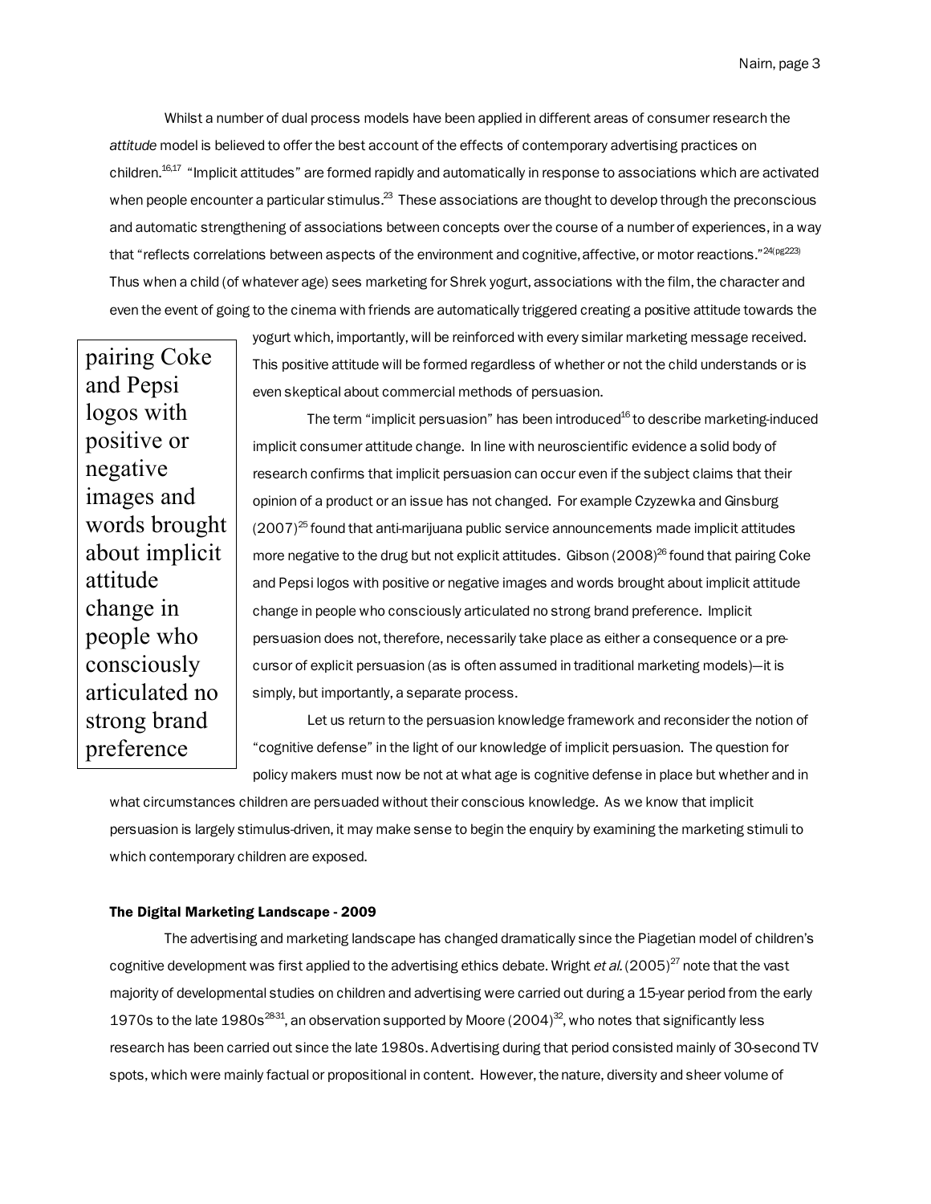Whilst a number of dual process models have been applied in different areas of consumer research the *attitude* model is believed to offer the best account of the effects of contemporary advertising practices on children.[16,17] "Implicit attitudes" are formed rapidly and automatically in response to associations which are activated when people encounter a particular stimulus.[23] These associations are thought to develop through the preconscious and automatic strengthening of associations between concepts over the course of a number of experiences, in a way that "reflects correlations between aspects of the environment and cognitive, affective, or motor reactions."[24(pg223)] Thus when a child (of whatever age) sees marketing for Shrek yogurt, associations with the film, the character and even the event of going to the cinema with friends are automatically triggered creating a positive attitude towards the yogurt which, importantly, will be reinforced with every similar marketing message received. This positive attitude will be formed regardless of whether or not the child understands or is even skeptical about commercial methods of persuasion.

> pairing Coke and Pepsi logos with positive or negative images and words brought about implicit attitude change in people who consciously articulated no strong brand preference

The term "implicit persuasion" has been introduced[16] to describe marketing-induced implicit consumer attitude change. In line with neuroscientific evidence a solid body of research confirms that implicit persuasion can occur even if the subject claims that their opinion of a product or an issue has not changed. For example Czyzewka and Ginsburg (2007)[25] found that anti-marijuana public service announcements made implicit attitudes more negative to the drug but not explicit attitudes. Gibson (2008)[26] found that pairing Coke and Pepsi logos with positive or negative images and words brought about implicit attitude change in people who consciously articulated no strong brand preference. Implicit persuasion does not, therefore, necessarily take place as either a consequence or a pre-cursor of explicit persuasion (as is often assumed in traditional marketing models)—it is simply, but importantly, a separate process.

Let us return to the persuasion knowledge framework and reconsider the notion of "cognitive defense" in the light of our knowledge of implicit persuasion. The question for policy makers must now be not at what age is cognitive defense in place but whether and in what circumstances children are persuaded without their conscious knowledge. As we know that implicit persuasion is largely stimulus-driven, it may make sense to begin the enquiry by examining the marketing stimuli to which contemporary children are exposed.

#### The Digital Marketing Landscape - 2009

The advertising and marketing landscape has changed dramatically since the Piagetian model of children's cognitive development was first applied to the advertising ethics debate. Wright *et al.* (2005)[27] note that the vast majority of developmental studies on children and advertising were carried out during a 15-year period from the early 1970s to the late 1980s[28-31], an observation supported by Moore (2004)[32], who notes that significantly less research has been carried out since the late 1980s. Advertising during that period consisted mainly of 30-second TV spots, which were mainly factual or propositional in content. However, the nature, diversity and sheer volume of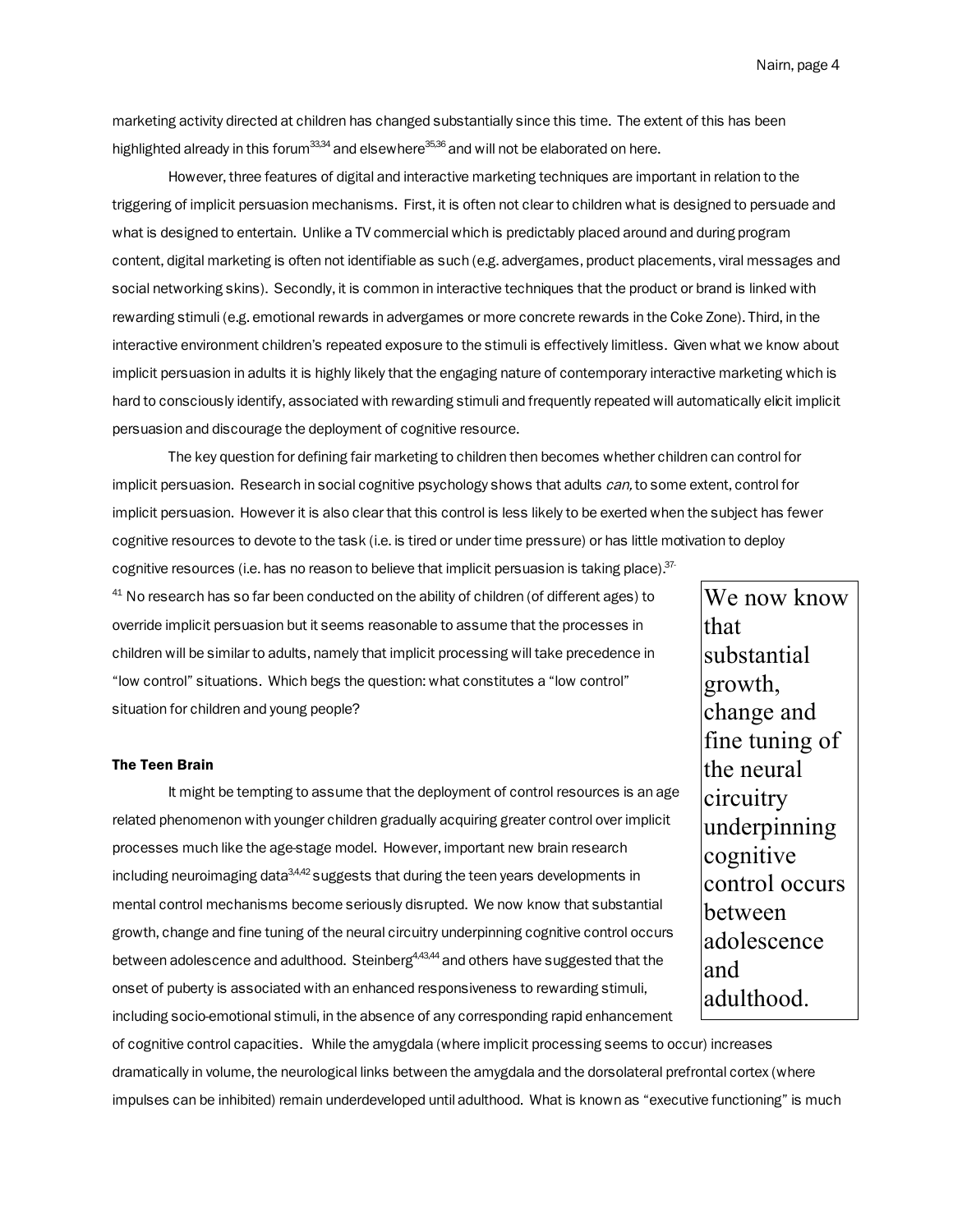marketing activity directed at children has changed substantially since this time. The extent of this has been highlighted already in this forum[33,34] and elsewhere[35,36] and will not be elaborated on here.

However, three features of digital and interactive marketing techniques are important in relation to the triggering of implicit persuasion mechanisms. First, it is often not clear to children what is designed to persuade and what is designed to entertain. Unlike a TV commercial which is predictably placed around and during program content, digital marketing is often not identifiable as such (e.g. advergames, product placements, viral messages and social networking skins). Secondly, it is common in interactive techniques that the product or brand is linked with rewarding stimuli (e.g. emotional rewards in advergames or more concrete rewards in the Coke Zone). Third, in the interactive environment children's repeated exposure to the stimuli is effectively limitless. Given what we know about implicit persuasion in adults it is highly likely that the engaging nature of contemporary interactive marketing which is hard to consciously identify, associated with rewarding stimuli and frequently repeated will automatically elicit implicit persuasion and discourage the deployment of cognitive resource.

The key question for defining fair marketing to children then becomes whether children can control for implicit persuasion. Research in social cognitive psychology shows that adults *can*, to some extent, control for implicit persuasion. However it is also clear that this control is less likely to be exerted when the subject has fewer cognitive resources to devote to the task (i.e. is tired or under time pressure) or has little motivation to deploy cognitive resources (i.e. has no reason to believe that implicit persuasion is taking place).[37-41] No research has so far been conducted on the ability of children (of different ages) to override implicit persuasion but it seems reasonable to assume that the processes in children will be similar to adults, namely that implicit processing will take precedence in "low control" situations. Which begs the question: what constitutes a "low control" situation for children and young people?

> We now know that substantial growth, change and fine tuning of the neural circuitry underpinning cognitive control occurs between adolescence and adulthood.

**The Teen Brain**

It might be tempting to assume that the deployment of control resources is an age related phenomenon with younger children gradually acquiring greater control over implicit processes much like the age-stage model. However, important new brain research including neuroimaging data[3,4,42] suggests that during the teen years developments in mental control mechanisms become seriously disrupted. We now know that substantial growth, change and fine tuning of the neural circuitry underpinning cognitive control occurs between adolescence and adulthood. Steinberg[4,43,44] and others have suggested that the onset of puberty is associated with an enhanced responsiveness to rewarding stimuli, including socio-emotional stimuli, in the absence of any corresponding rapid enhancement of cognitive control capacities. While the amygdala (where implicit processing seems to occur) increases dramatically in volume, the neurological links between the amygdala and the dorsolateral prefrontal cortex (where impulses can be inhibited) remain underdeveloped until adulthood. What is known as "executive functioning" is much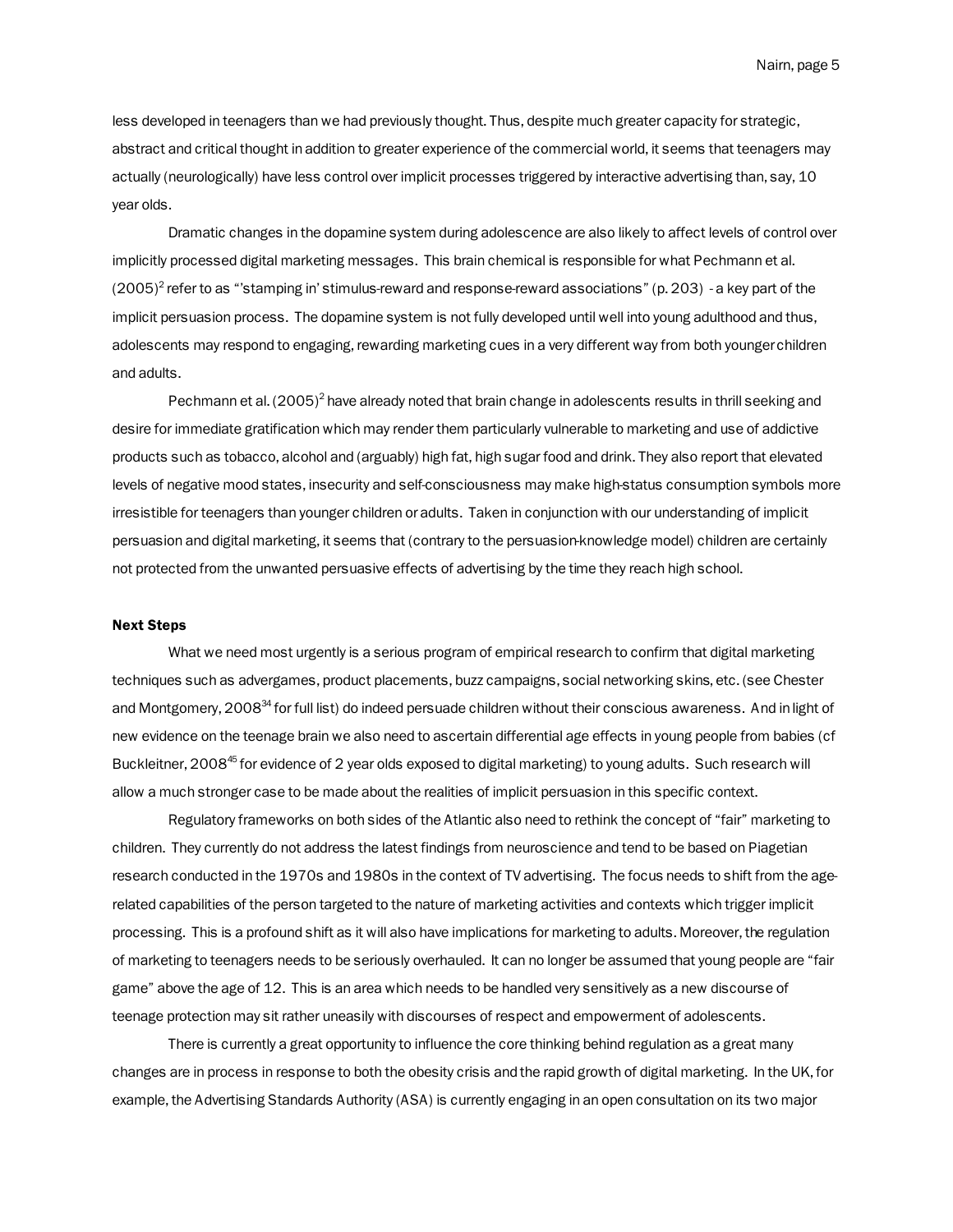less developed in teenagers than we had previously thought. Thus, despite much greater capacity for strategic, abstract and critical thought in addition to greater experience of the commercial world, it seems that teenagers may actually (neurologically) have less control over implicit processes triggered by interactive advertising than, say, 10 year olds.

Dramatic changes in the dopamine system during adolescence are also likely to affect levels of control over implicitly processed digital marketing messages. This brain chemical is responsible for what Pechmann et al. (2005)[2] refer to as "'stamping in' stimulus-reward and response-reward associations" (p. 203) - a key part of the implicit persuasion process. The dopamine system is not fully developed until well into young adulthood and thus, adolescents may respond to engaging, rewarding marketing cues in a very different way from both younger children and adults.

Pechmann et al. (2005)[2] have already noted that brain change in adolescents results in thrill seeking and desire for immediate gratification which may render them particularly vulnerable to marketing and use of addictive products such as tobacco, alcohol and (arguably) high fat, high sugar food and drink. They also report that elevated levels of negative mood states, insecurity and self-consciousness may make high-status consumption symbols more irresistible for teenagers than younger children or adults. Taken in conjunction with our understanding of implicit persuasion and digital marketing, it seems that (contrary to the persuasion-knowledge model) children are certainly not protected from the unwanted persuasive effects of advertising by the time they reach high school.

**Next Steps**

What we need most urgently is a serious program of empirical research to confirm that digital marketing techniques such as advergames, product placements, buzz campaigns, social networking skins, etc. (see Chester and Montgomery, 2008[34] for full list) do indeed persuade children without their conscious awareness. And in light of new evidence on the teenage brain we also need to ascertain differential age effects in young people from babies (cf Buckleitner, 2008[45] for evidence of 2 year olds exposed to digital marketing) to young adults. Such research will allow a much stronger case to be made about the realities of implicit persuasion in this specific context.

Regulatory frameworks on both sides of the Atlantic also need to rethink the concept of "fair" marketing to children. They currently do not address the latest findings from neuroscience and tend to be based on Piagetian research conducted in the 1970s and 1980s in the context of TV advertising. The focus needs to shift from the age-related capabilities of the person targeted to the nature of marketing activities and contexts which trigger implicit processing. This is a profound shift as it will also have implications for marketing to adults. Moreover, the regulation of marketing to teenagers needs to be seriously overhauled. It can no longer be assumed that young people are "fair game" above the age of 12. This is an area which needs to be handled very sensitively as a new discourse of teenage protection may sit rather uneasily with discourses of respect and empowerment of adolescents.

There is currently a great opportunity to influence the core thinking behind regulation as a great many changes are in process in response to both the obesity crisis and the rapid growth of digital marketing. In the UK, for example, the Advertising Standards Authority (ASA) is currently engaging in an open consultation on its two major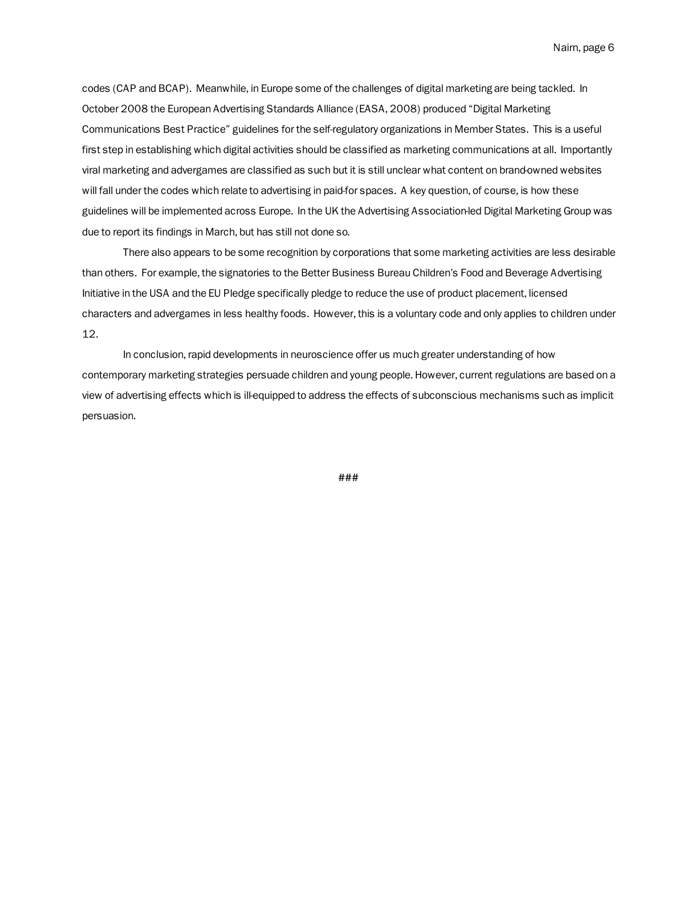codes (CAP and BCAP). Meanwhile, in Europe some of the challenges of digital marketing are being tackled. In October 2008 the European Advertising Standards Alliance (EASA, 2008) produced "Digital Marketing Communications Best Practice" guidelines for the self-regulatory organizations in Member States. This is a useful first step in establishing which digital activities should be classified as marketing communications at all. Importantly viral marketing and advergames are classified as such but it is still unclear what content on brand-owned websites will fall under the codes which relate to advertising in paid-for spaces. A key question, of course, is how these guidelines will be implemented across Europe. In the UK the Advertising Association-led Digital Marketing Group was due to report its findings in March, but has still not done so.

There also appears to be some recognition by corporations that some marketing activities are less desirable than others. For example, the signatories to the Better Business Bureau Children's Food and Beverage Advertising Initiative in the USA and the EU Pledge specifically pledge to reduce the use of product placement, licensed characters and advergames in less healthy foods. However, this is a voluntary code and only applies to children under 12.

In conclusion, rapid developments in neuroscience offer us much greater understanding of how contemporary marketing strategies persuade children and young people. However, current regulations are based on a view of advertising effects which is ill-equipped to address the effects of subconscious mechanisms such as implicit persuasion.

###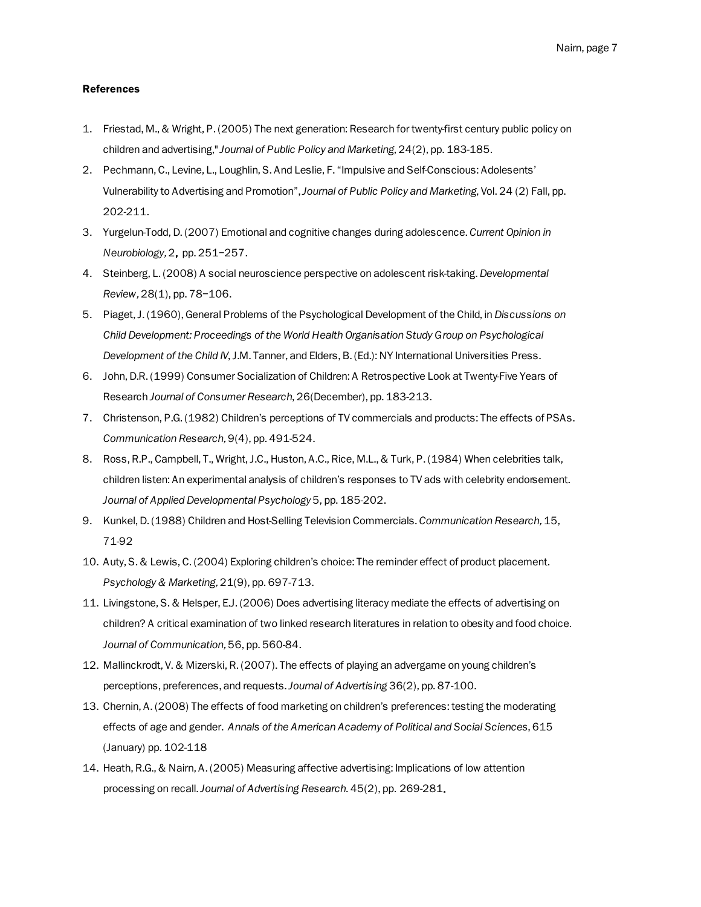**References**

1. Friestad, M., & Wright, P. (2005) The next generation: Research for twenty-first century public policy on children and advertising," *Journal of Public Policy and Marketing*, 24(2), pp. 183-185.
2. Pechmann, C., Levine, L., Loughlin, S. And Leslie, F. "Impulsive and Self-Conscious: Adolesents' Vulnerability to Advertising and Promotion", *Journal of Public Policy and Marketing*, Vol. 24 (2) Fall, pp. 202-211.
3. Yurgelun-Todd, D. (2007) Emotional and cognitive changes during adolescence. *Current Opinion in Neurobiology*, 2, pp. 251–257.
4. Steinberg, L. (2008) A social neuroscience perspective on adolescent risk-taking. *Developmental Review*, 28(1), pp. 78–106.
5. Piaget, J. (1960), General Problems of the Psychological Development of the Child, in *Discussions on Child Development: Proceedings of the World Health Organisation Study Group on Psychological Development of the Child IV*, J.M. Tanner, and Elders, B. (Ed.): NY International Universities Press.
6. John, D.R. (1999) Consumer Socialization of Children: A Retrospective Look at Twenty-Five Years of Research *Journal of Consumer Research*, 26(December), pp. 183-213.
7. Christenson, P.G. (1982) Children's perceptions of TV commercials and products: The effects of PSAs. *Communication Research*, 9(4), pp. 491-524.
8. Ross, R.P., Campbell, T., Wright, J.C., Huston, A.C., Rice, M.L., & Turk, P. (1984) When celebrities talk, children listen: An experimental analysis of children's responses to TV ads with celebrity endorsement. *Journal of Applied Developmental Psychology* 5, pp. 185-202.
9. Kunkel, D. (1988) Children and Host-Selling Television Commercials. *Communication Research*, 15, 71-92
10. Auty, S. & Lewis, C. (2004) Exploring children's choice: The reminder effect of product placement. *Psychology & Marketing*, 21(9), pp. 697-713.
11. Livingstone, S. & Helsper, E.J. (2006) Does advertising literacy mediate the effects of advertising on children? A critical examination of two linked research literatures in relation to obesity and food choice. *Journal of Communication*, 56, pp. 560-84.
12. Mallinckrodt, V. & Mizerski, R. (2007). The effects of playing an advergame on young children's perceptions, preferences, and requests. *Journal of Advertising* 36(2), pp. 87-100.
13. Chernin, A. (2008) The effects of food marketing on children's preferences: testing the moderating effects of age and gender. *Annals of the American Academy of Political and Social Sciences*, 615 (January) pp. 102-118
14. Heath, R.G., & Nairn, A. (2005) Measuring affective advertising: Implications of low attention processing on recall. *Journal of Advertising Research*. 45(2), pp. 269-281.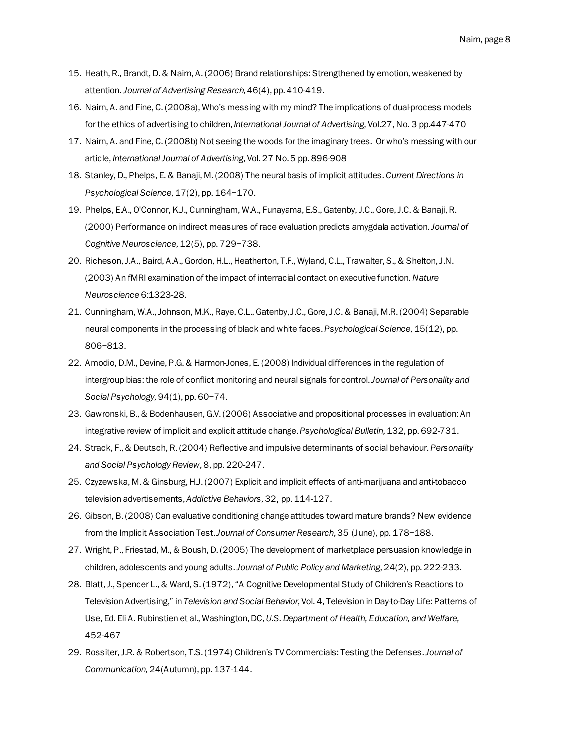15. Heath, R., Brandt, D. & Nairn, A. (2006) Brand relationships: Strengthened by emotion, weakened by attention. *Journal of Advertising Research,* 46(4), pp. 410-419.
16. Nairn, A. and Fine, C. (2008a), Who's messing with my mind? The implications of dual-process models for the ethics of advertising to children, *International Journal of Advertising*, Vol.27, No. 3 pp.447-470
17. Nairn, A. and Fine, C. (2008b) Not seeing the woods for the imaginary trees. Or who's messing with our article, *International Journal of Advertising*, Vol. 27 No. 5 pp. 896-908
18. Stanley, D., Phelps, E. & Banaji, M. (2008) The neural basis of implicit attitudes. *Current Directions in Psychological Science,* 17(2), pp. 164−170.
19. Phelps, E.A., O'Connor, K.J., Cunningham, W.A., Funayama, E.S., Gatenby, J.C., Gore, J.C. & Banaji, R. (2000) Performance on indirect measures of race evaluation predicts amygdala activation. *Journal of Cognitive Neuroscience,* 12(5), pp. 729−738.
20. Richeson, J.A., Baird, A.A., Gordon, H.L., Heatherton, T.F., Wyland, C.L., Trawalter, S., & Shelton, J.N. (2003) An fMRI examination of the impact of interracial contact on executive function. *Nature Neuroscience* 6:1323-28.
21. Cunningham, W.A., Johnson, M.K., Raye, C.L., Gatenby, J.C., Gore, J.C. & Banaji, M.R. (2004) Separable neural components in the processing of black and white faces. *Psychological Science,* 15(12), pp. 806−813.
22. Amodio, D.M., Devine, P.G. & Harmon-Jones, E. (2008) Individual differences in the regulation of intergroup bias: the role of conflict monitoring and neural signals for control. *Journal of Personality and Social Psychology,* 94(1), pp. 60−74.
23. Gawronski, B., & Bodenhausen, G.V. (2006) Associative and propositional processes in evaluation: An integrative review of implicit and explicit attitude change. *Psychological Bulletin,* 132, pp. 692-731.
24. Strack, F., & Deutsch, R. (2004) Reflective and impulsive determinants of social behaviour. *Personality and Social Psychology Review,* 8, pp. 220-247.
25. Czyzewska, M. & Ginsburg, H.J. (2007) Explicit and implicit effects of anti-marijuana and anti-tobacco television advertisements, *Addictive Behaviors,* 32, pp. 114-127.
26. Gibson, B. (2008) Can evaluative conditioning change attitudes toward mature brands? New evidence from the Implicit Association Test. *Journal of Consumer Research,* 35 (June), pp. 178−188.
27. Wright, P., Friestad, M., & Boush, D. (2005) The development of marketplace persuasion knowledge in children, adolescents and young adults. *Journal of Public Policy and Marketing*, 24(2), pp. 222-233.
28. Blatt, J., Spencer L., & Ward, S. (1972), "A Cognitive Developmental Study of Children's Reactions to Television Advertising," in *Television and Social Behavior*, Vol. 4, Television in Day-to-Day Life: Patterns of Use, Ed. Eli A. Rubinstien et al., Washington, DC, *U.S. Department of Health, Education, and Welfare,* 452-467
29. Rossiter, J.R. & Robertson, T.S. (1974) Children's TV Commercials: Testing the Defenses. *Journal of Communication,* 24(Autumn), pp. 137-144.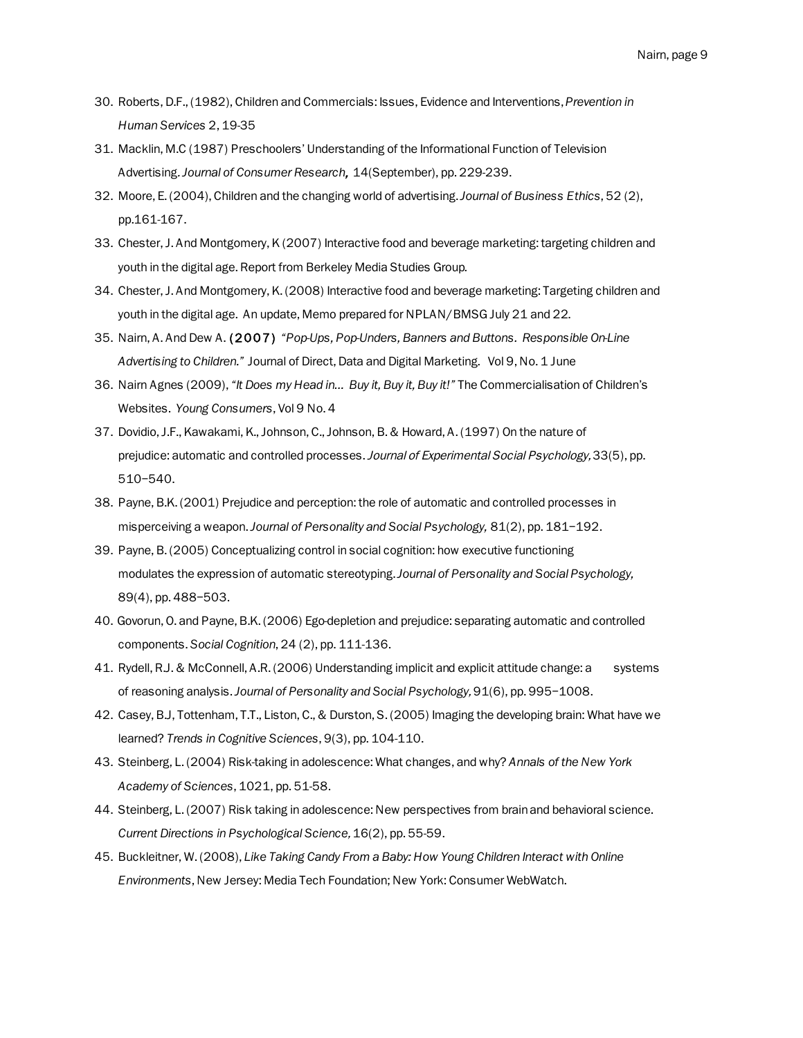30. Roberts, D.F., (1982), Children and Commercials: Issues, Evidence and Interventions, *Prevention in Human Services* 2, 19-35
31. Macklin, M.C (1987) Preschoolers' Understanding of the Informational Function of Television Advertising. *Journal of Consumer Research,* 14(September), pp. 229-239.
32. Moore, E. (2004), Children and the changing world of advertising. *Journal of Business Ethics*, 52 (2), pp.161-167.
33. Chester, J. And Montgomery, K (2007) Interactive food and beverage marketing: targeting children and youth in the digital age. Report from Berkeley Media Studies Group.
34. Chester, J. And Montgomery, K. (2008) Interactive food and beverage marketing: Targeting children and youth in the digital age. An update, Memo prepared for NPLAN/BMSG July 21 and 22.
35. Nairn, A. And Dew A. **(2007)** *"Pop-Ups, Pop-Unders, Banners and Buttons. Responsible On-Line Advertising to Children."* Journal of Direct, Data and Digital Marketing. Vol 9, No. 1 June
36. Nairn Agnes (2009), *"It Does my Head in… Buy it, Buy it, Buy it!"* The Commercialisation of Children's Websites. *Young Consumers*, Vol 9 No. 4
37. Dovidio, J.F., Kawakami, K., Johnson, C., Johnson, B. & Howard, A. (1997) On the nature of prejudice: automatic and controlled processes. *Journal of Experimental Social Psychology,* 33(5), pp. 510–540.
38. Payne, B.K. (2001) Prejudice and perception: the role of automatic and controlled processes in misperceiving a weapon. *Journal of Personality and Social Psychology,* 81(2), pp. 181–192.
39. Payne, B. (2005) Conceptualizing control in social cognition: how executive functioning modulates the expression of automatic stereotyping. *Journal of Personality and Social Psychology,* 89(4), pp. 488–503.
40. Govorun, O. and Payne, B.K. (2006) Ego-depletion and prejudice: separating automatic and controlled components. *Social Cognition*, 24 (2), pp. 111-136.
41. Rydell, R.J. & McConnell, A.R. (2006) Understanding implicit and explicit attitude change: a systems of reasoning analysis. *Journal of Personality and Social Psychology,* 91(6), pp. 995–1008.
42. Casey, B.J, Tottenham, T.T., Liston, C., & Durston, S. (2005) Imaging the developing brain: What have we learned? *Trends in Cognitive Sciences*, 9(3), pp. 104-110.
43. Steinberg, L. (2004) Risk-taking in adolescence: What changes, and why? *Annals of the New York Academy of Sciences*, 1021, pp. 51-58.
44. Steinberg, L. (2007) Risk taking in adolescence: New perspectives from brain and behavioral science. *Current Directions in Psychological Science,* 16(2), pp. 55-59.
45. Buckleitner, W. (2008), *Like Taking Candy From a Baby: How Young Children Interact with Online Environments*, New Jersey: Media Tech Foundation; New York: Consumer WebWatch.